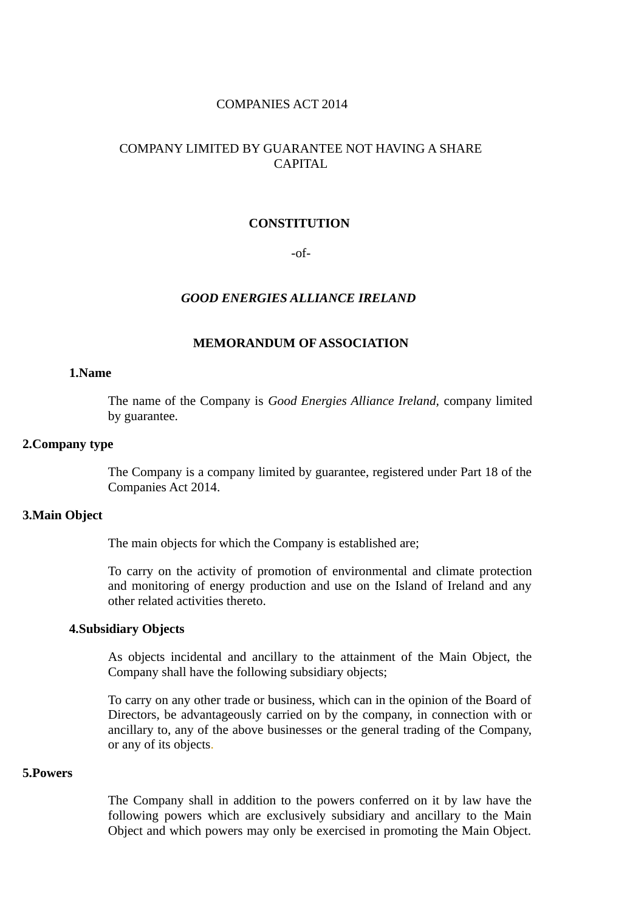COMPANIES ACT 2014

COMPANY LIMITED BY GUARANTEE NOT HAVING A SHARE CAPITAL

# CONSTITUTION

-of-

***GOOD ENERGIES ALLIANCE IRELAND***

## MEMORANDUM OF ASSOCIATION

### 1.Name

The name of the Company is *Good Energies Alliance Ireland,* company limited by guarantee.

### 2.Company type

The Company is a company limited by guarantee, registered under Part 18 of the Companies Act 2014.

### 3.Main Object

The main objects for which the Company is established are;

To carry on the activity of promotion of environmental and climate protection and monitoring of energy production and use on the Island of Ireland and any other related activities thereto.

### 4.Subsidiary Objects

As objects incidental and ancillary to the attainment of the Main Object, the Company shall have the following subsidiary objects;

To carry on any other trade or business, which can in the opinion of the Board of Directors, be advantageously carried on by the company, in connection with or ancillary to, any of the above businesses or the general trading of the Company, or any of its objects.

### 5.Powers

The Company shall in addition to the powers conferred on it by law have the following powers which are exclusively subsidiary and ancillary to the Main Object and which powers may only be exercised in promoting the Main Object.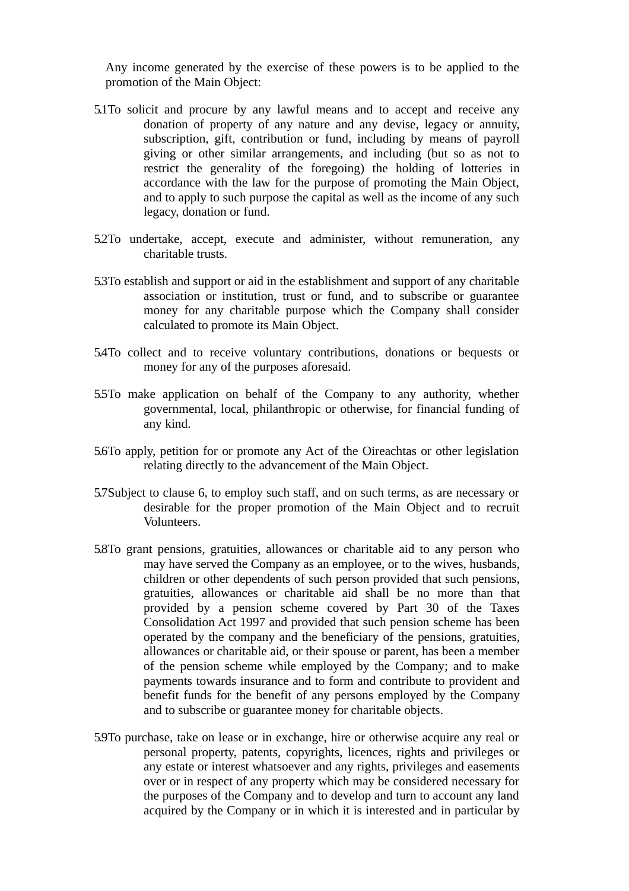Any income generated by the exercise of these powers is to be applied to the promotion of the Main Object:

5.1 To solicit and procure by any lawful means and to accept and receive any donation of property of any nature and any devise, legacy or annuity, subscription, gift, contribution or fund, including by means of payroll giving or other similar arrangements, and including (but so as not to restrict the generality of the foregoing) the holding of lotteries in accordance with the law for the purpose of promoting the Main Object, and to apply to such purpose the capital as well as the income of any such legacy, donation or fund.

5.2 To undertake, accept, execute and administer, without remuneration, any charitable trusts.

5.3 To establish and support or aid in the establishment and support of any charitable association or institution, trust or fund, and to subscribe or guarantee money for any charitable purpose which the Company shall consider calculated to promote its Main Object.

5.4 To collect and to receive voluntary contributions, donations or bequests or money for any of the purposes aforesaid.

5.5 To make application on behalf of the Company to any authority, whether governmental, local, philanthropic or otherwise, for financial funding of any kind.

5.6 To apply, petition for or promote any Act of the Oireachtas or other legislation relating directly to the advancement of the Main Object.

5.7 Subject to clause 6, to employ such staff, and on such terms, as are necessary or desirable for the proper promotion of the Main Object and to recruit Volunteers.

5.8 To grant pensions, gratuities, allowances or charitable aid to any person who may have served the Company as an employee, or to the wives, husbands, children or other dependents of such person provided that such pensions, gratuities, allowances or charitable aid shall be no more than that provided by a pension scheme covered by Part 30 of the Taxes Consolidation Act 1997 and provided that such pension scheme has been operated by the company and the beneficiary of the pensions, gratuities, allowances or charitable aid, or their spouse or parent, has been a member of the pension scheme while employed by the Company; and to make payments towards insurance and to form and contribute to provident and benefit funds for the benefit of any persons employed by the Company and to subscribe or guarantee money for charitable objects.

5.9 To purchase, take on lease or in exchange, hire or otherwise acquire any real or personal property, patents, copyrights, licences, rights and privileges or any estate or interest whatsoever and any rights, privileges and easements over or in respect of any property which may be considered necessary for the purposes of the Company and to develop and turn to account any land acquired by the Company or in which it is interested and in particular by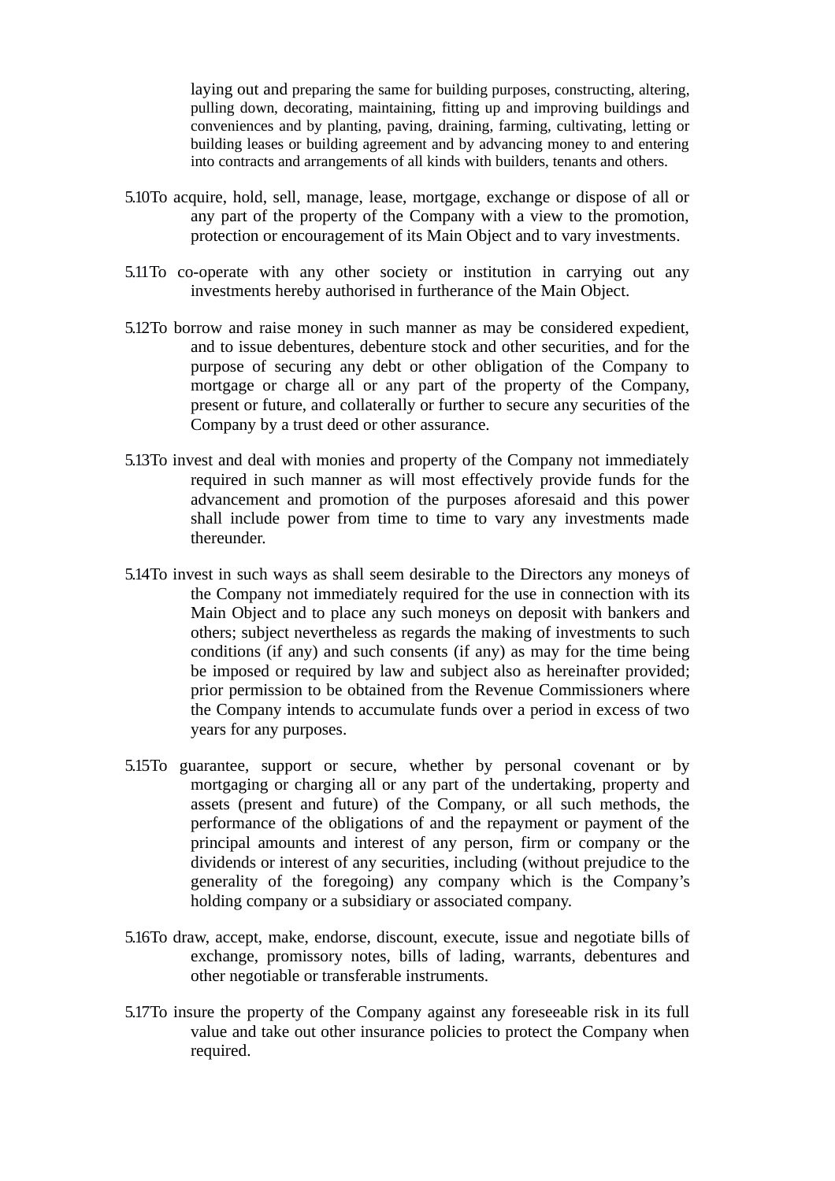laying out and preparing the same for building purposes, constructing, altering, pulling down, decorating, maintaining, fitting up and improving buildings and conveniences and by planting, paving, draining, farming, cultivating, letting or building leases or building agreement and by advancing money to and entering into contracts and arrangements of all kinds with builders, tenants and others.

5.10 To acquire, hold, sell, manage, lease, mortgage, exchange or dispose of all or any part of the property of the Company with a view to the promotion, protection or encouragement of its Main Object and to vary investments.

5.11 To co-operate with any other society or institution in carrying out any investments hereby authorised in furtherance of the Main Object.

5.12 To borrow and raise money in such manner as may be considered expedient, and to issue debentures, debenture stock and other securities, and for the purpose of securing any debt or other obligation of the Company to mortgage or charge all or any part of the property of the Company, present or future, and collaterally or further to secure any securities of the Company by a trust deed or other assurance.

5.13 To invest and deal with monies and property of the Company not immediately required in such manner as will most effectively provide funds for the advancement and promotion of the purposes aforesaid and this power shall include power from time to time to vary any investments made thereunder.

5.14 To invest in such ways as shall seem desirable to the Directors any moneys of the Company not immediately required for the use in connection with its Main Object and to place any such moneys on deposit with bankers and others; subject nevertheless as regards the making of investments to such conditions (if any) and such consents (if any) as may for the time being be imposed or required by law and subject also as hereinafter provided; prior permission to be obtained from the Revenue Commissioners where the Company intends to accumulate funds over a period in excess of two years for any purposes.

5.15 To guarantee, support or secure, whether by personal covenant or by mortgaging or charging all or any part of the undertaking, property and assets (present and future) of the Company, or all such methods, the performance of the obligations of and the repayment or payment of the principal amounts and interest of any person, firm or company or the dividends or interest of any securities, including (without prejudice to the generality of the foregoing) any company which is the Company's holding company or a subsidiary or associated company.

5.16 To draw, accept, make, endorse, discount, execute, issue and negotiate bills of exchange, promissory notes, bills of lading, warrants, debentures and other negotiable or transferable instruments.

5.17 To insure the property of the Company against any foreseeable risk in its full value and take out other insurance policies to protect the Company when required.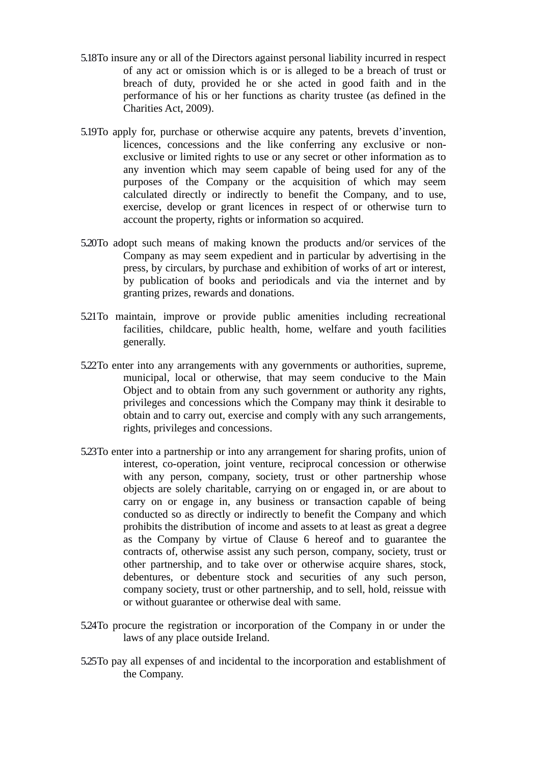5.18 To insure any or all of the Directors against personal liability incurred in respect of any act or omission which is or is alleged to be a breach of trust or breach of duty, provided he or she acted in good faith and in the performance of his or her functions as charity trustee (as defined in the Charities Act, 2009).

5.19 To apply for, purchase or otherwise acquire any patents, brevets d'invention, licences, concessions and the like conferring any exclusive or non-exclusive or limited rights to use or any secret or other information as to any invention which may seem capable of being used for any of the purposes of the Company or the acquisition of which may seem calculated directly or indirectly to benefit the Company, and to use, exercise, develop or grant licences in respect of or otherwise turn to account the property, rights or information so acquired.

5.20 To adopt such means of making known the products and/or services of the Company as may seem expedient and in particular by advertising in the press, by circulars, by purchase and exhibition of works of art or interest, by publication of books and periodicals and via the internet and by granting prizes, rewards and donations.

5.21 To maintain, improve or provide public amenities including recreational facilities, childcare, public health, home, welfare and youth facilities generally.

5.22 To enter into any arrangements with any governments or authorities, supreme, municipal, local or otherwise, that may seem conducive to the Main Object and to obtain from any such government or authority any rights, privileges and concessions which the Company may think it desirable to obtain and to carry out, exercise and comply with any such arrangements, rights, privileges and concessions.

5.23 To enter into a partnership or into any arrangement for sharing profits, union of interest, co-operation, joint venture, reciprocal concession or otherwise with any person, company, society, trust or other partnership whose objects are solely charitable, carrying on or engaged in, or are about to carry on or engage in, any business or transaction capable of being conducted so as directly or indirectly to benefit the Company and which prohibits the distribution of income and assets to at least as great a degree as the Company by virtue of Clause 6 hereof and to guarantee the contracts of, otherwise assist any such person, company, society, trust or other partnership, and to take over or otherwise acquire shares, stock, debentures, or debenture stock and securities of any such person, company society, trust or other partnership, and to sell, hold, reissue with or without guarantee or otherwise deal with same.

5.24 To procure the registration or incorporation of the Company in or under the laws of any place outside Ireland.

5.25 To pay all expenses of and incidental to the incorporation and establishment of the Company.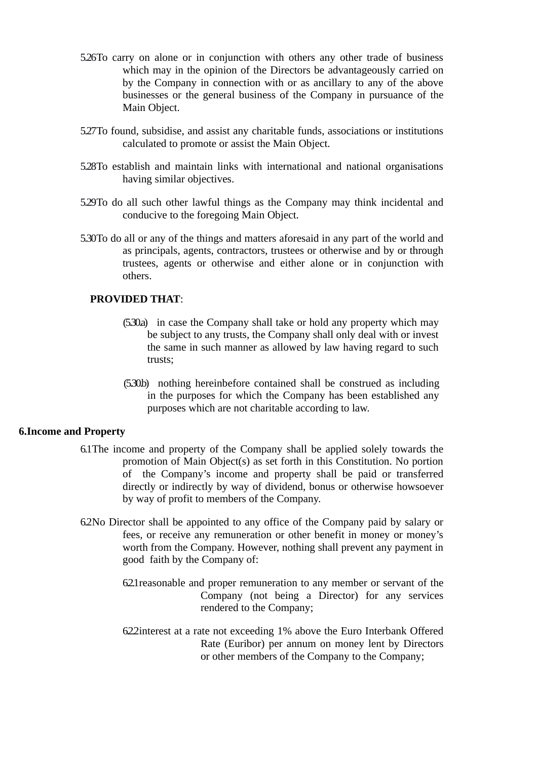5.26 To carry on alone or in conjunction with others any other trade of business which may in the opinion of the Directors be advantageously carried on by the Company in connection with or as ancillary to any of the above businesses or the general business of the Company in pursuance of the Main Object.

5.27 To found, subsidise, and assist any charitable funds, associations or institutions calculated to promote or assist the Main Object.

5.28 To establish and maintain links with international and national organisations having similar objectives.

5.29 To do all such other lawful things as the Company may think incidental and conducive to the foregoing Main Object.

5.30 To do all or any of the things and matters aforesaid in any part of the world and as principals, agents, contractors, trustees or otherwise and by or through trustees, agents or otherwise and either alone or in conjunction with others.

**PROVIDED THAT**:

(5.30.a) in case the Company shall take or hold any property which may be subject to any trusts, the Company shall only deal with or invest the same in such manner as allowed by law having regard to such trusts;

(5.30.b) nothing hereinbefore contained shall be construed as including in the purposes for which the Company has been established any purposes which are not charitable according to law.

## 6. Income and Property

6.1 The income and property of the Company shall be applied solely towards the promotion of Main Object(s) as set forth in this Constitution. No portion of the Company's income and property shall be paid or transferred directly or indirectly by way of dividend, bonus or otherwise howsoever by way of profit to members of the Company.

6.2 No Director shall be appointed to any office of the Company paid by salary or fees, or receive any remuneration or other benefit in money or money's worth from the Company. However, nothing shall prevent any payment in good faith by the Company of:

6.2.1 reasonable and proper remuneration to any member or servant of the Company (not being a Director) for any services rendered to the Company;

6.2.2 interest at a rate not exceeding 1% above the Euro Interbank Offered Rate (Euribor) per annum on money lent by Directors or other members of the Company to the Company;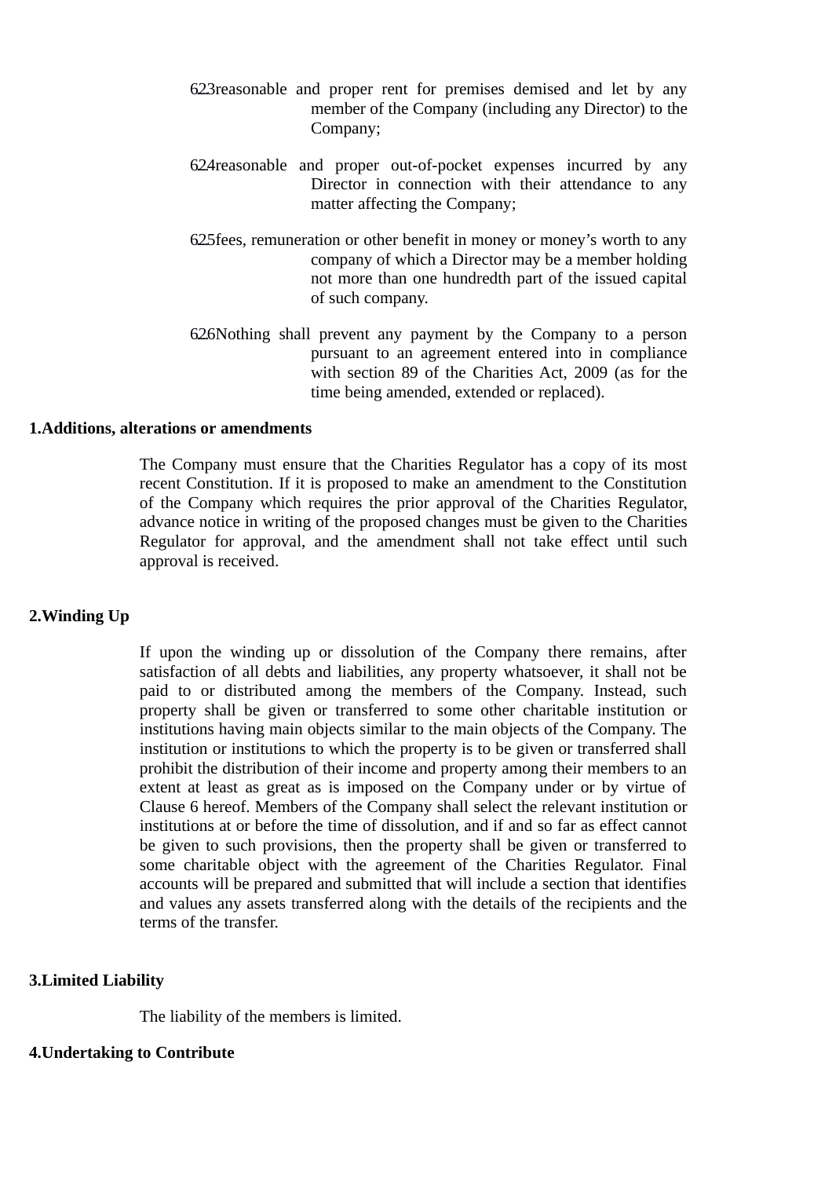6.2.3 reasonable and proper rent for premises demised and let by any member of the Company (including any Director) to the Company;

6.2.4 reasonable and proper out-of-pocket expenses incurred by any Director in connection with their attendance to any matter affecting the Company;

6.2.5 fees, remuneration or other benefit in money or money's worth to any company of which a Director may be a member holding not more than one hundredth part of the issued capital of such company.

6.2.6 Nothing shall prevent any payment by the Company to a person pursuant to an agreement entered into in compliance with section 89 of the Charities Act, 2009 (as for the time being amended, extended or replaced).

**1. Additions, alterations or amendments**

The Company must ensure that the Charities Regulator has a copy of its most recent Constitution. If it is proposed to make an amendment to the Constitution of the Company which requires the prior approval of the Charities Regulator, advance notice in writing of the proposed changes must be given to the Charities Regulator for approval, and the amendment shall not take effect until such approval is received.

**2. Winding Up**

If upon the winding up or dissolution of the Company there remains, after satisfaction of all debts and liabilities, any property whatsoever, it shall not be paid to or distributed among the members of the Company. Instead, such property shall be given or transferred to some other charitable institution or institutions having main objects similar to the main objects of the Company. The institution or institutions to which the property is to be given or transferred shall prohibit the distribution of their income and property among their members to an extent at least as great as is imposed on the Company under or by virtue of Clause 6 hereof. Members of the Company shall select the relevant institution or institutions at or before the time of dissolution, and if and so far as effect cannot be given to such provisions, then the property shall be given or transferred to some charitable object with the agreement of the Charities Regulator. Final accounts will be prepared and submitted that will include a section that identifies and values any assets transferred along with the details of the recipients and the terms of the transfer.

**3. Limited Liability**

The liability of the members is limited.

**4. Undertaking to Contribute**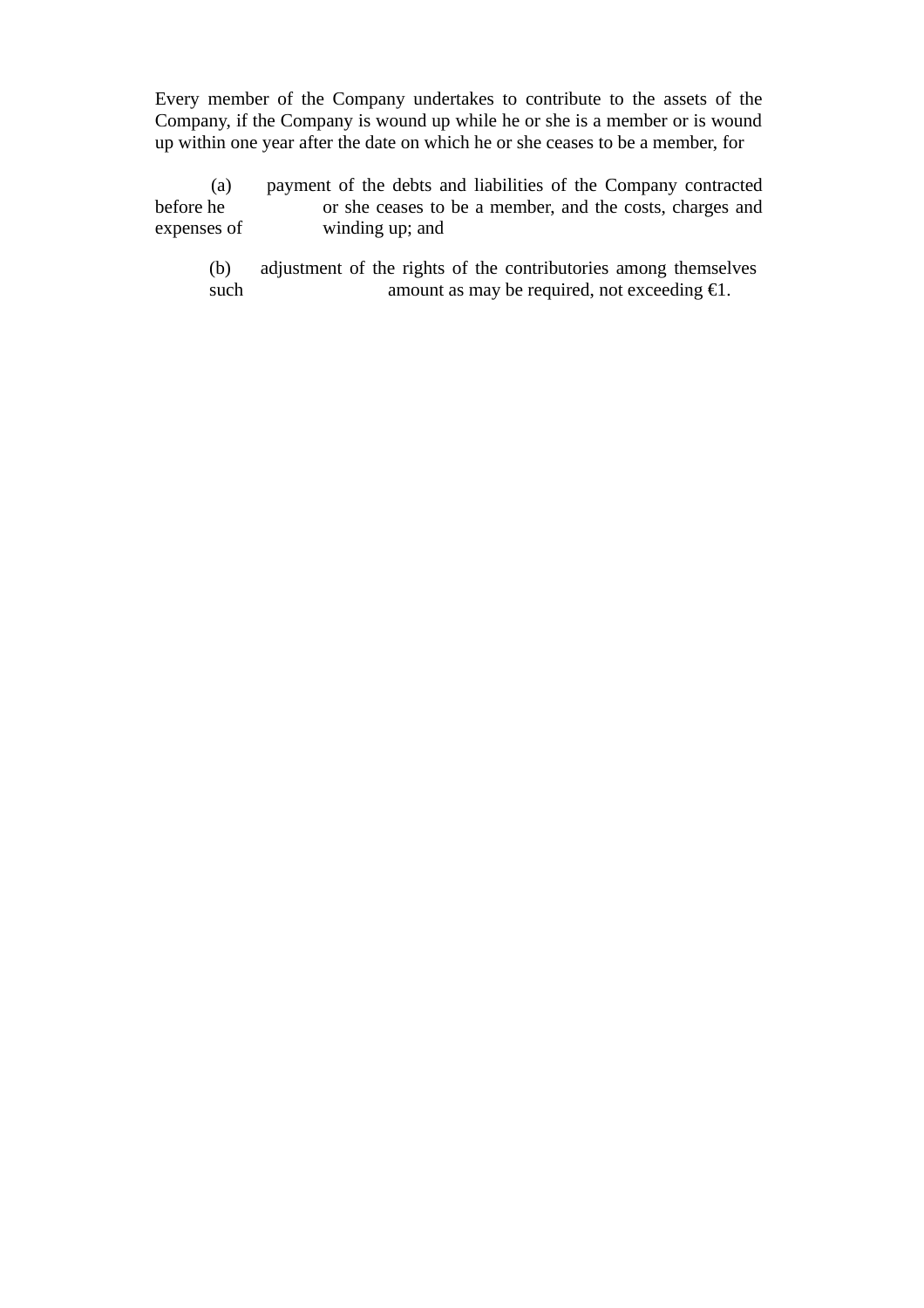Every member of the Company undertakes to contribute to the assets of the Company, if the Company is wound up while he or she is a member or is wound up within one year after the date on which he or she ceases to be a member, for

(a) payment of the debts and liabilities of the Company contracted before he or she ceases to be a member, and the costs, charges and expenses of winding up; and

(b) adjustment of the rights of the contributories among themselves such amount as may be required, not exceeding €1.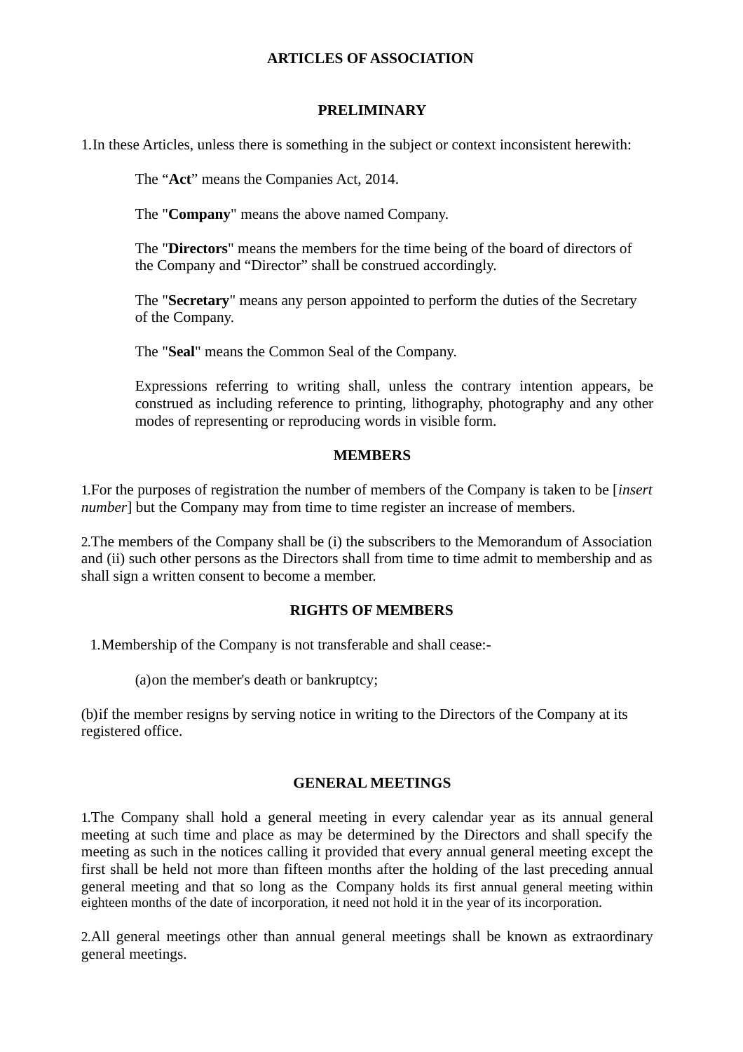# ARTICLES OF ASSOCIATION

## PRELIMINARY

1.In these Articles, unless there is something in the subject or context inconsistent herewith:

The "**Act**" means the Companies Act, 2014.

The "**Company**" means the above named Company.

The "**Directors**" means the members for the time being of the board of directors of the Company and "Director" shall be construed accordingly.

The "**Secretary**" means any person appointed to perform the duties of the Secretary of the Company.

The "**Seal**" means the Common Seal of the Company.

Expressions referring to writing shall, unless the contrary intention appears, be construed as including reference to printing, lithography, photography and any other modes of representing or reproducing words in visible form.

## MEMBERS

1.For the purposes of registration the number of members of the Company is taken to be [*insert number*] but the Company may from time to time register an increase of members.

2.The members of the Company shall be (i) the subscribers to the Memorandum of Association and (ii) such other persons as the Directors shall from time to time admit to membership and as shall sign a written consent to become a member.

## RIGHTS OF MEMBERS

1.Membership of the Company is not transferable and shall cease:-

(a)on the member's death or bankruptcy;

(b)if the member resigns by serving notice in writing to the Directors of the Company at its registered office.

## GENERAL MEETINGS

1.The Company shall hold a general meeting in every calendar year as its annual general meeting at such time and place as may be determined by the Directors and shall specify the meeting as such in the notices calling it provided that every annual general meeting except the first shall be held not more than fifteen months after the holding of the last preceding annual general meeting and that so long as the Company holds its first annual general meeting within eighteen months of the date of incorporation, it need not hold it in the year of its incorporation.

2.All general meetings other than annual general meetings shall be known as extraordinary general meetings.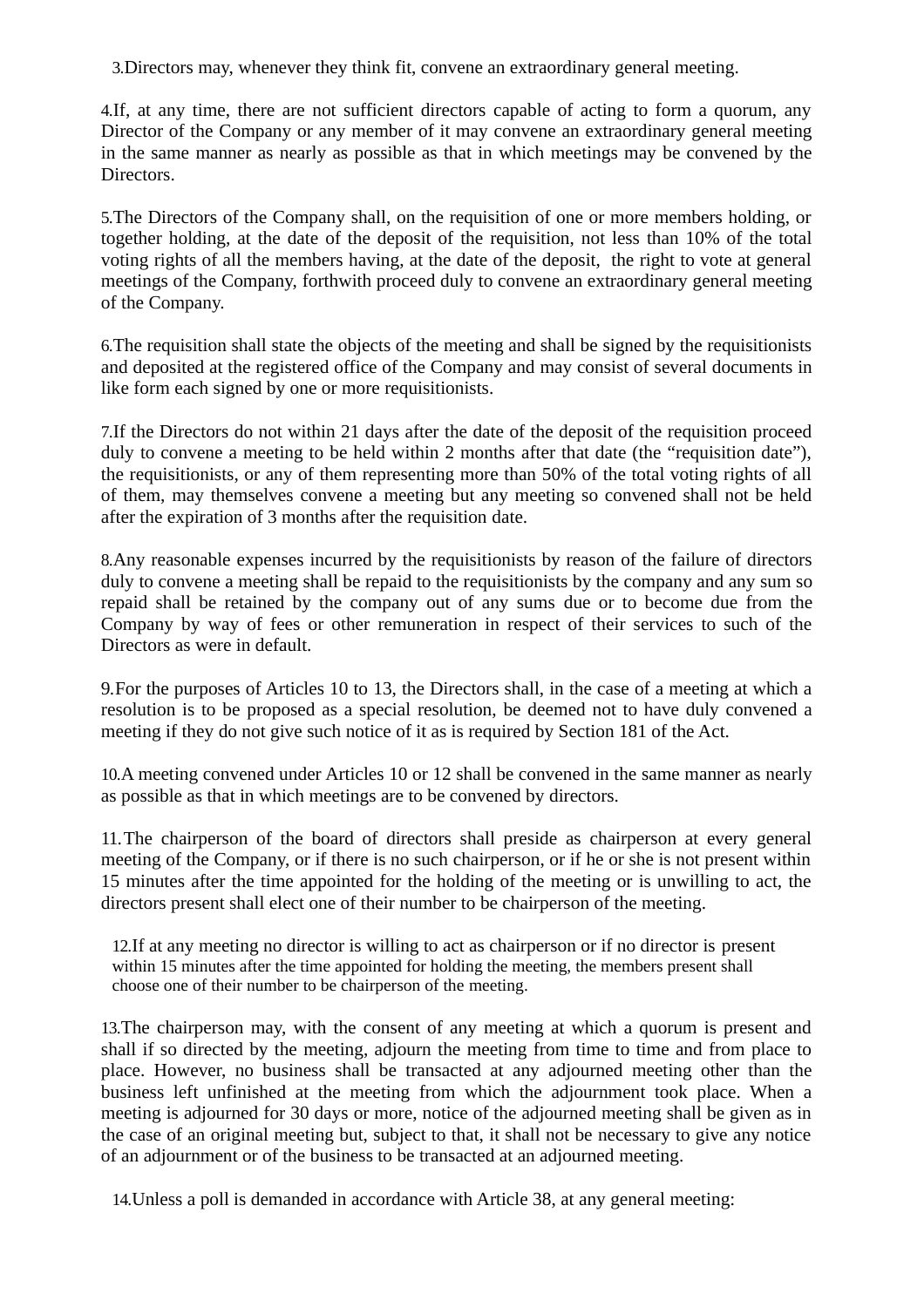3.Directors may, whenever they think fit, convene an extraordinary general meeting.

4.If, at any time, there are not sufficient directors capable of acting to form a quorum, any Director of the Company or any member of it may convene an extraordinary general meeting in the same manner as nearly as possible as that in which meetings may be convened by the Directors.

5.The Directors of the Company shall, on the requisition of one or more members holding, or together holding, at the date of the deposit of the requisition, not less than 10% of the total voting rights of all the members having, at the date of the deposit, the right to vote at general meetings of the Company, forthwith proceed duly to convene an extraordinary general meeting of the Company.

6.The requisition shall state the objects of the meeting and shall be signed by the requisitionists and deposited at the registered office of the Company and may consist of several documents in like form each signed by one or more requisitionists.

7.If the Directors do not within 21 days after the date of the deposit of the requisition proceed duly to convene a meeting to be held within 2 months after that date (the "requisition date"), the requisitionists, or any of them representing more than 50% of the total voting rights of all of them, may themselves convene a meeting but any meeting so convened shall not be held after the expiration of 3 months after the requisition date.

8.Any reasonable expenses incurred by the requisitionists by reason of the failure of directors duly to convene a meeting shall be repaid to the requisitionists by the company and any sum so repaid shall be retained by the company out of any sums due or to become due from the Company by way of fees or other remuneration in respect of their services to such of the Directors as were in default.

9.For the purposes of Articles 10 to 13, the Directors shall, in the case of a meeting at which a resolution is to be proposed as a special resolution, be deemed not to have duly convened a meeting if they do not give such notice of it as is required by Section 181 of the Act.

10.A meeting convened under Articles 10 or 12 shall be convened in the same manner as nearly as possible as that in which meetings are to be convened by directors.

11.The chairperson of the board of directors shall preside as chairperson at every general meeting of the Company, or if there is no such chairperson, or if he or she is not present within 15 minutes after the time appointed for the holding of the meeting or is unwilling to act, the directors present shall elect one of their number to be chairperson of the meeting.

12.If at any meeting no director is willing to act as chairperson or if no director is present within 15 minutes after the time appointed for holding the meeting, the members present shall choose one of their number to be chairperson of the meeting.

13.The chairperson may, with the consent of any meeting at which a quorum is present and shall if so directed by the meeting, adjourn the meeting from time to time and from place to place. However, no business shall be transacted at any adjourned meeting other than the business left unfinished at the meeting from which the adjournment took place. When a meeting is adjourned for 30 days or more, notice of the adjourned meeting shall be given as in the case of an original meeting but, subject to that, it shall not be necessary to give any notice of an adjournment or of the business to be transacted at an adjourned meeting.

14.Unless a poll is demanded in accordance with Article 38, at any general meeting: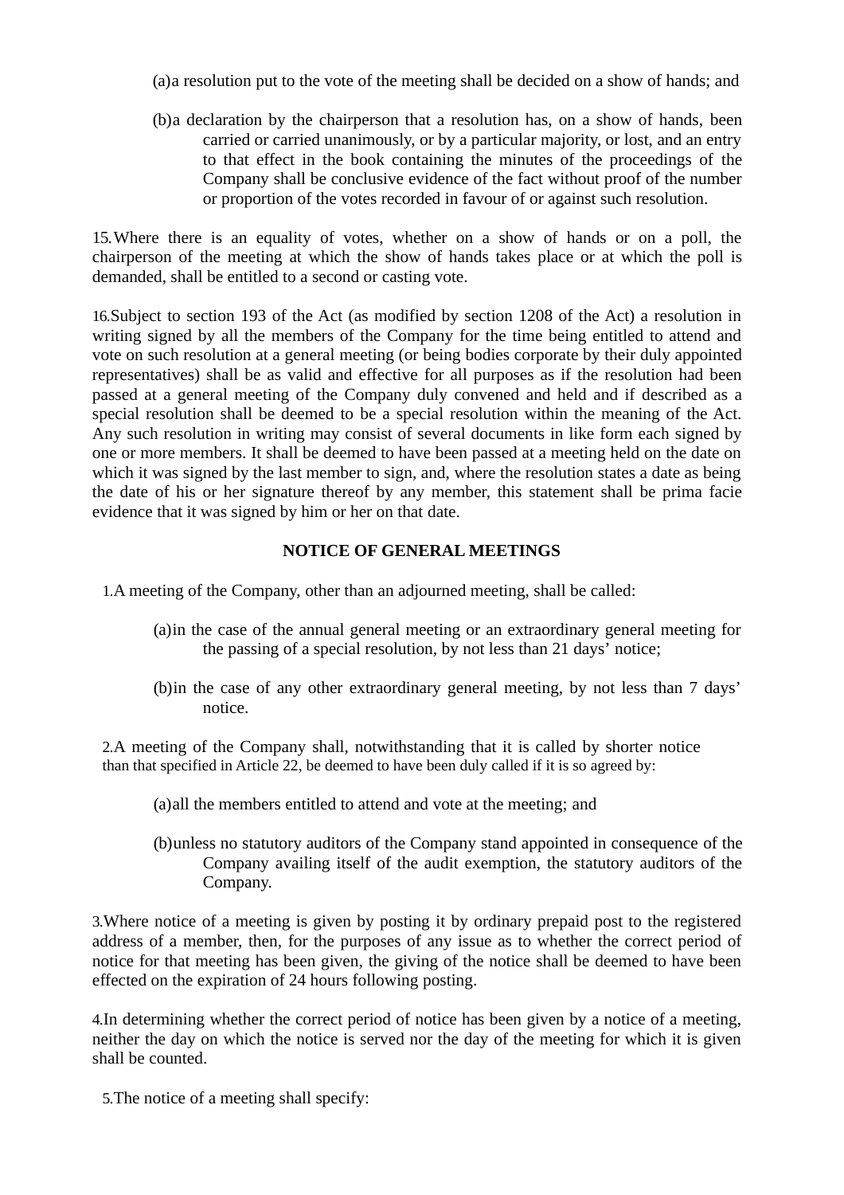(a) a resolution put to the vote of the meeting shall be decided on a show of hands; and

(b) a declaration by the chairperson that a resolution has, on a show of hands, been carried or carried unanimously, or by a particular majority, or lost, and an entry to that effect in the book containing the minutes of the proceedings of the Company shall be conclusive evidence of the fact without proof of the number or proportion of the votes recorded in favour of or against such resolution.

15. Where there is an equality of votes, whether on a show of hands or on a poll, the chairperson of the meeting at which the show of hands takes place or at which the poll is demanded, shall be entitled to a second or casting vote.

16. Subject to section 193 of the Act (as modified by section 1208 of the Act) a resolution in writing signed by all the members of the Company for the time being entitled to attend and vote on such resolution at a general meeting (or being bodies corporate by their duly appointed representatives) shall be as valid and effective for all purposes as if the resolution had been passed at a general meeting of the Company duly convened and held and if described as a special resolution shall be deemed to be a special resolution within the meaning of the Act. Any such resolution in writing may consist of several documents in like form each signed by one or more members. It shall be deemed to have been passed at a meeting held on the date on which it was signed by the last member to sign, and, where the resolution states a date as being the date of his or her signature thereof by any member, this statement shall be prima facie evidence that it was signed by him or her on that date.

**NOTICE OF GENERAL MEETINGS**

1. A meeting of the Company, other than an adjourned meeting, shall be called:

(a) in the case of the annual general meeting or an extraordinary general meeting for the passing of a special resolution, by not less than 21 days' notice;

(b) in the case of any other extraordinary general meeting, by not less than 7 days' notice.

2. A meeting of the Company shall, notwithstanding that it is called by shorter notice than that specified in Article 22, be deemed to have been duly called if it is so agreed by:

(a) all the members entitled to attend and vote at the meeting; and

(b) unless no statutory auditors of the Company stand appointed in consequence of the Company availing itself of the audit exemption, the statutory auditors of the Company.

3. Where notice of a meeting is given by posting it by ordinary prepaid post to the registered address of a member, then, for the purposes of any issue as to whether the correct period of notice for that meeting has been given, the giving of the notice shall be deemed to have been effected on the expiration of 24 hours following posting.

4. In determining whether the correct period of notice has been given by a notice of a meeting, neither the day on which the notice is served nor the day of the meeting for which it is given shall be counted.

5. The notice of a meeting shall specify: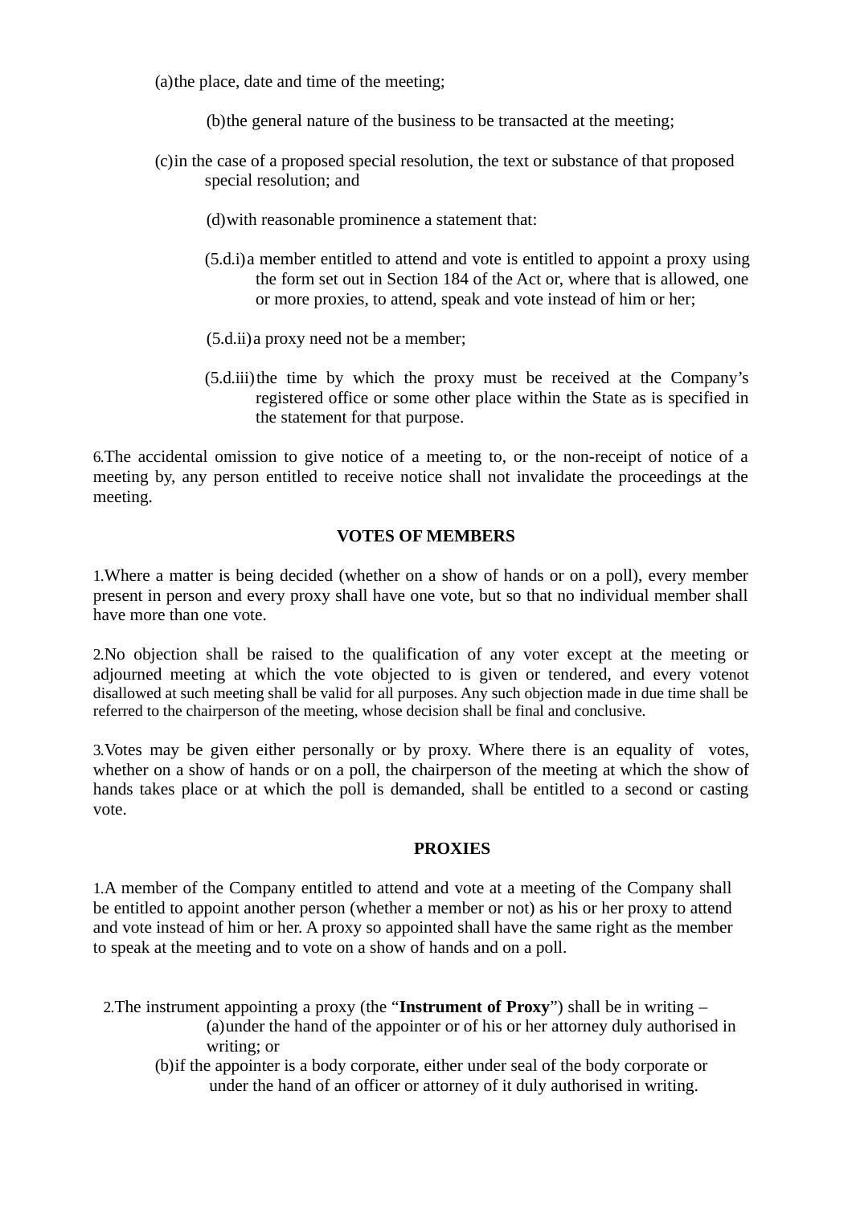(a) the place, date and time of the meeting;

(b) the general nature of the business to be transacted at the meeting;

(c) in the case of a proposed special resolution, the text or substance of that proposed special resolution; and

(d) with reasonable prominence a statement that:

(5.d.i) a member entitled to attend and vote is entitled to appoint a proxy using the form set out in Section 184 of the Act or, where that is allowed, one or more proxies, to attend, speak and vote instead of him or her;

(5.d.ii) a proxy need not be a member;

(5.d.iii) the time by which the proxy must be received at the Company's registered office or some other place within the State as is specified in the statement for that purpose.

6. The accidental omission to give notice of a meeting to, or the non-receipt of notice of a meeting by, any person entitled to receive notice shall not invalidate the proceedings at the meeting.

## VOTES OF MEMBERS

1. Where a matter is being decided (whether on a show of hands or on a poll), every member present in person and every proxy shall have one vote, but so that no individual member shall have more than one vote.

2. No objection shall be raised to the qualification of any voter except at the meeting or adjourned meeting at which the vote objected to is given or tendered, and every vote not disallowed at such meeting shall be valid for all purposes. Any such objection made in due time shall be referred to the chairperson of the meeting, whose decision shall be final and conclusive.

3. Votes may be given either personally or by proxy. Where there is an equality of votes, whether on a show of hands or on a poll, the chairperson of the meeting at which the show of hands takes place or at which the poll is demanded, shall be entitled to a second or casting vote.

## PROXIES

1. A member of the Company entitled to attend and vote at a meeting of the Company shall be entitled to appoint another person (whether a member or not) as his or her proxy to attend and vote instead of him or her. A proxy so appointed shall have the same right as the member to speak at the meeting and to vote on a show of hands and on a poll.

2. The instrument appointing a proxy (the "**Instrument of Proxy**") shall be in writing –

(a) under the hand of the appointer or of his or her attorney duly authorised in writing; or

(b) if the appointer is a body corporate, either under seal of the body corporate or under the hand of an officer or attorney of it duly authorised in writing.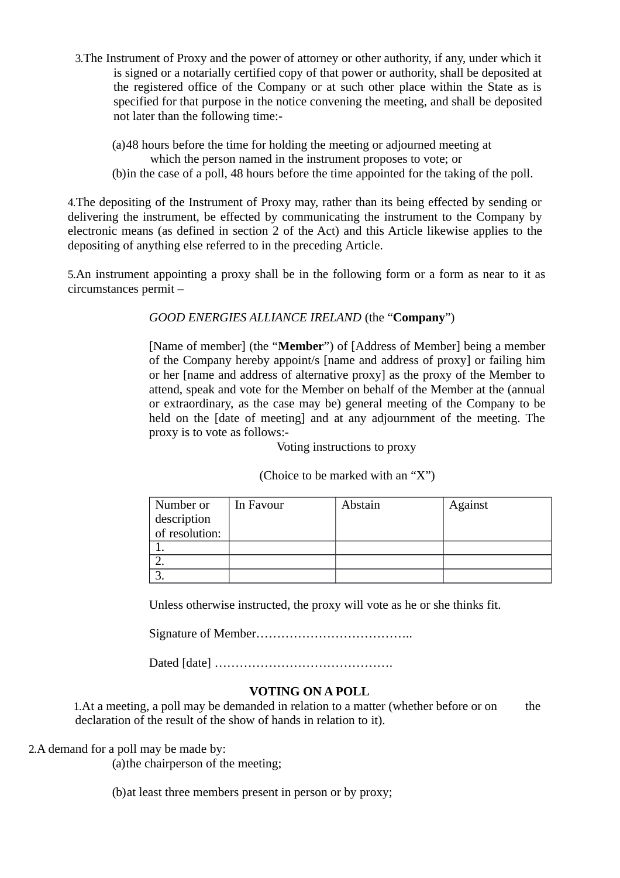3. The Instrument of Proxy and the power of attorney or other authority, if any, under which it is signed or a notarially certified copy of that power or authority, shall be deposited at the registered office of the Company or at such other place within the State as is specified for that purpose in the notice convening the meeting, and shall be deposited not later than the following time:-

   (a) 48 hours before the time for holding the meeting or adjourned meeting at which the person named in the instrument proposes to vote; or
   (b) in the case of a poll, 48 hours before the time appointed for the taking of the poll.

4. The depositing of the Instrument of Proxy may, rather than its being effected by sending or delivering the instrument, be effected by communicating the instrument to the Company by electronic means (as defined in section 2 of the Act) and this Article likewise applies to the depositing of anything else referred to in the preceding Article.

5. An instrument appointing a proxy shall be in the following form or a form as near to it as circumstances permit –

> *GOOD ENERGIES ALLIANCE IRELAND* (the "**Company**")
>
> [Name of member] (the "**Member**") of [Address of Member] being a member of the Company hereby appoint/s [name and address of proxy] or failing him or her [name and address of alternative proxy] as the proxy of the Member to attend, speak and vote for the Member on behalf of the Member at the (annual or extraordinary, as the case may be) general meeting of the Company to be held on the [date of meeting] and at any adjournment of the meeting. The proxy is to vote as follows:-
>
> Voting instructions to proxy
>
> (Choice to be marked with an "X")

| Number or description of resolution: | In Favour | Abstain | Against |
|---|---|---|---|
| 1. | | | |
| 2. | | | |
| 3. | | | |

> Unless otherwise instructed, the proxy will vote as he or she thinks fit.
>
> Signature of Member………………………………..
>
> Dated [date] …………………………………….

**VOTING ON A POLL**

1. At a meeting, a poll may be demanded in relation to a matter (whether before or on the declaration of the result of the show of hands in relation to it).

2. A demand for a poll may be made by:
   (a) the chairperson of the meeting;

   (b) at least three members present in person or by proxy;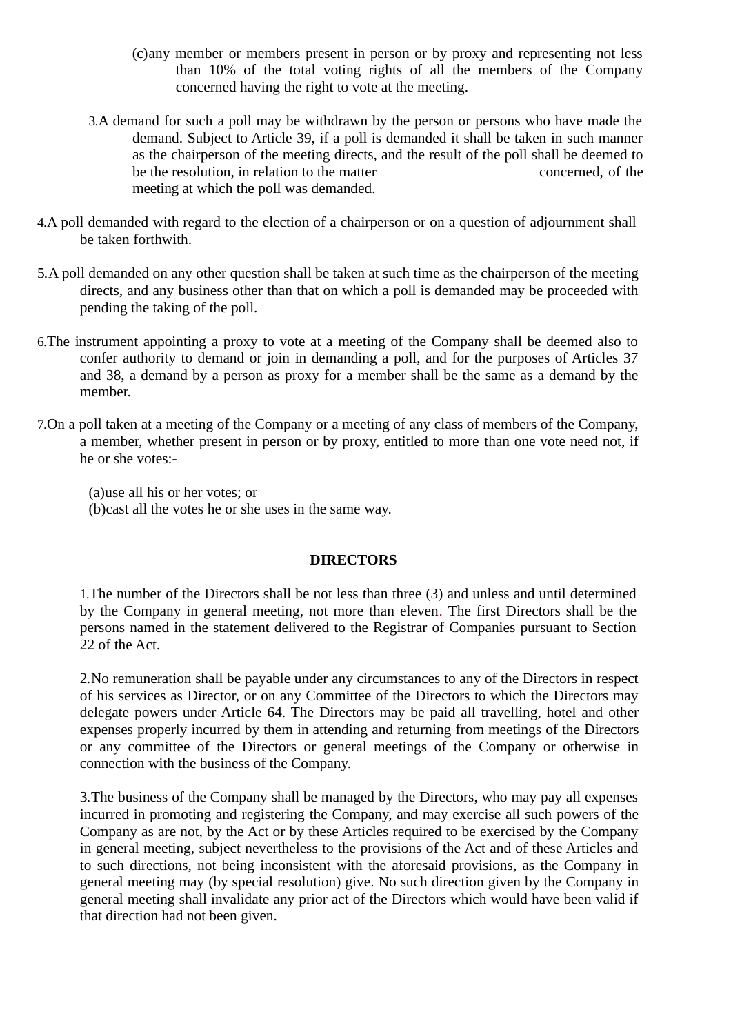(c) any member or members present in person or by proxy and representing not less than 10% of the total voting rights of all the members of the Company concerned having the right to vote at the meeting.

3. A demand for such a poll may be withdrawn by the person or persons who have made the demand. Subject to Article 39, if a poll is demanded it shall be taken in such manner as the chairperson of the meeting directs, and the result of the poll shall be deemed to be the resolution, in relation to the matter concerned, of the meeting at which the poll was demanded.

4. A poll demanded with regard to the election of a chairperson or on a question of adjournment shall be taken forthwith.

5. A poll demanded on any other question shall be taken at such time as the chairperson of the meeting directs, and any business other than that on which a poll is demanded may be proceeded with pending the taking of the poll.

6. The instrument appointing a proxy to vote at a meeting of the Company shall be deemed also to confer authority to demand or join in demanding a poll, and for the purposes of Articles 37 and 38, a demand by a person as proxy for a member shall be the same as a demand by the member.

7. On a poll taken at a meeting of the Company or a meeting of any class of members of the Company, a member, whether present in person or by proxy, entitled to more than one vote need not, if he or she votes:-

(a) use all his or her votes; or
(b) cast all the votes he or she uses in the same way.

## DIRECTORS

1. The number of the Directors shall be not less than three (3) and unless and until determined by the Company in general meeting, not more than eleven. The first Directors shall be the persons named in the statement delivered to the Registrar of Companies pursuant to Section 22 of the Act.

2. No remuneration shall be payable under any circumstances to any of the Directors in respect of his services as Director, or on any Committee of the Directors to which the Directors may delegate powers under Article 64. The Directors may be paid all travelling, hotel and other expenses properly incurred by them in attending and returning from meetings of the Directors or any committee of the Directors or general meetings of the Company or otherwise in connection with the business of the Company.

3. The business of the Company shall be managed by the Directors, who may pay all expenses incurred in promoting and registering the Company, and may exercise all such powers of the Company as are not, by the Act or by these Articles required to be exercised by the Company in general meeting, subject nevertheless to the provisions of the Act and of these Articles and to such directions, not being inconsistent with the aforesaid provisions, as the Company in general meeting may (by special resolution) give. No such direction given by the Company in general meeting shall invalidate any prior act of the Directors which would have been valid if that direction had not been given.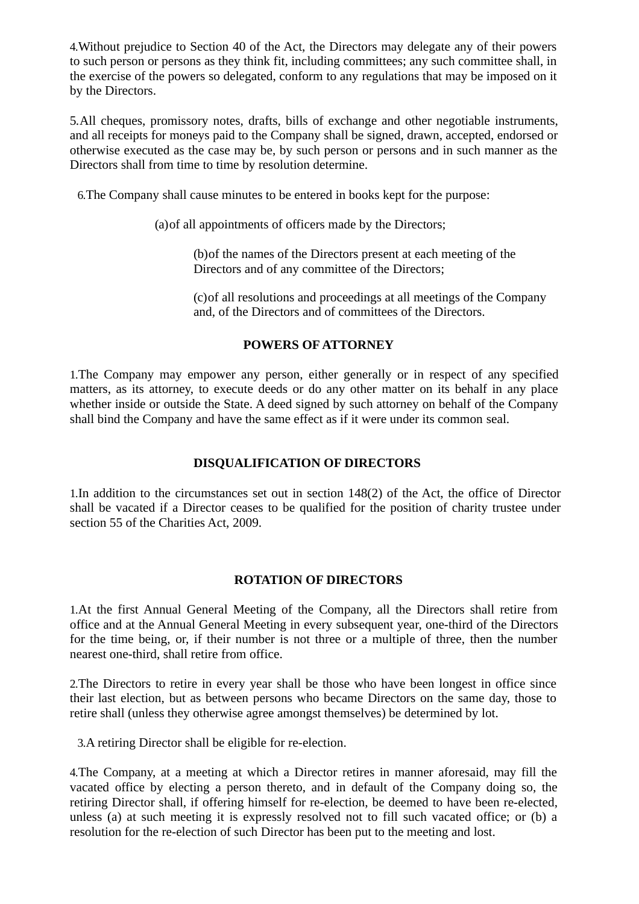4.Without prejudice to Section 40 of the Act, the Directors may delegate any of their powers to such person or persons as they think fit, including committees; any such committee shall, in the exercise of the powers so delegated, conform to any regulations that may be imposed on it by the Directors.

5.All cheques, promissory notes, drafts, bills of exchange and other negotiable instruments, and all receipts for moneys paid to the Company shall be signed, drawn, accepted, endorsed or otherwise executed as the case may be, by such person or persons and in such manner as the Directors shall from time to time by resolution determine.

6.The Company shall cause minutes to be entered in books kept for the purpose:

(a)of all appointments of officers made by the Directors;

(b)of the names of the Directors present at each meeting of the Directors and of any committee of the Directors;

(c)of all resolutions and proceedings at all meetings of the Company and, of the Directors and of committees of the Directors.

## POWERS OF ATTORNEY

1.The Company may empower any person, either generally or in respect of any specified matters, as its attorney, to execute deeds or do any other matter on its behalf in any place whether inside or outside the State. A deed signed by such attorney on behalf of the Company shall bind the Company and have the same effect as if it were under its common seal.

## DISQUALIFICATION OF DIRECTORS

1.In addition to the circumstances set out in section 148(2) of the Act, the office of Director shall be vacated if a Director ceases to be qualified for the position of charity trustee under section 55 of the Charities Act, 2009.

## ROTATION OF DIRECTORS

1.At the first Annual General Meeting of the Company, all the Directors shall retire from office and at the Annual General Meeting in every subsequent year, one-third of the Directors for the time being, or, if their number is not three or a multiple of three, then the number nearest one-third, shall retire from office.

2.The Directors to retire in every year shall be those who have been longest in office since their last election, but as between persons who became Directors on the same day, those to retire shall (unless they otherwise agree amongst themselves) be determined by lot.

3.A retiring Director shall be eligible for re-election.

4.The Company, at a meeting at which a Director retires in manner aforesaid, may fill the vacated office by electing a person thereto, and in default of the Company doing so, the retiring Director shall, if offering himself for re-election, be deemed to have been re-elected, unless (a) at such meeting it is expressly resolved not to fill such vacated office; or (b) a resolution for the re-election of such Director has been put to the meeting and lost.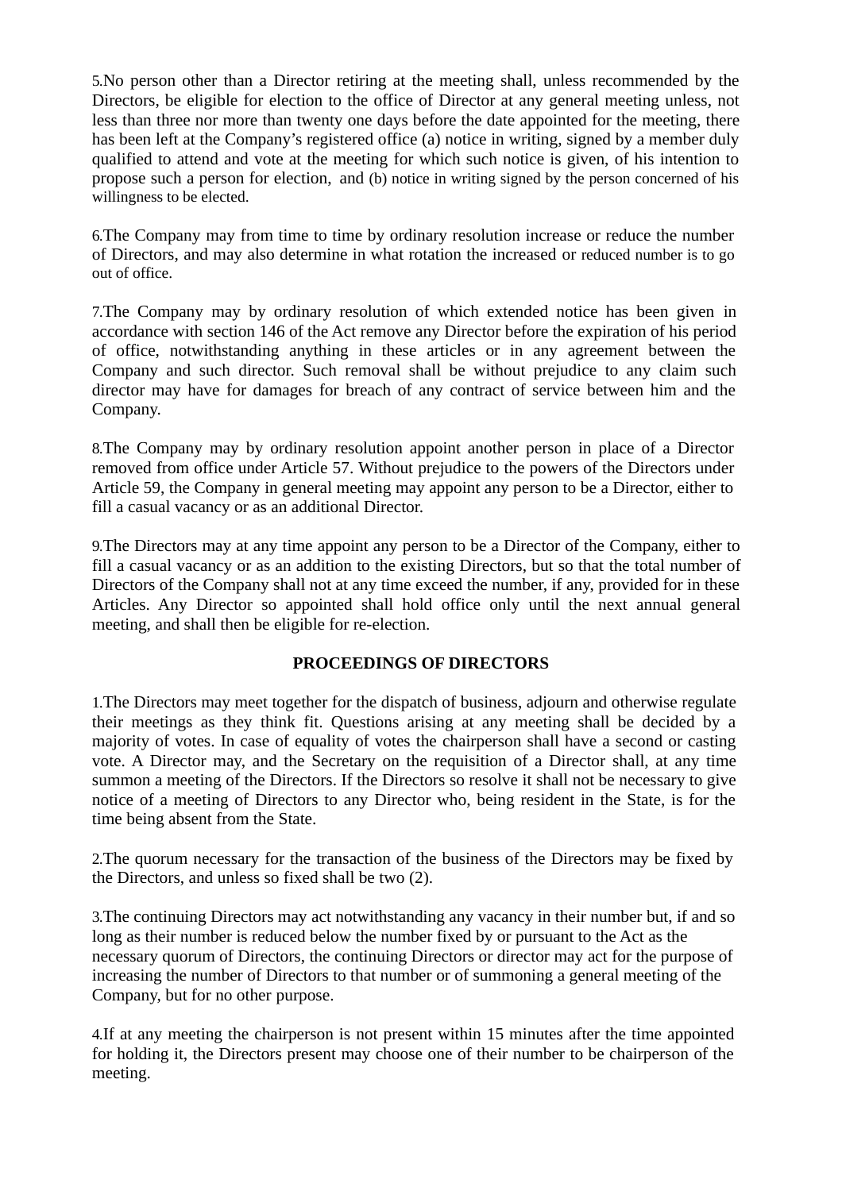5.No person other than a Director retiring at the meeting shall, unless recommended by the Directors, be eligible for election to the office of Director at any general meeting unless, not less than three nor more than twenty one days before the date appointed for the meeting, there has been left at the Company's registered office (a) notice in writing, signed by a member duly qualified to attend and vote at the meeting for which such notice is given, of his intention to propose such a person for election, and (b) notice in writing signed by the person concerned of his willingness to be elected.

6.The Company may from time to time by ordinary resolution increase or reduce the number of Directors, and may also determine in what rotation the increased or reduced number is to go out of office.

7.The Company may by ordinary resolution of which extended notice has been given in accordance with section 146 of the Act remove any Director before the expiration of his period of office, notwithstanding anything in these articles or in any agreement between the Company and such director. Such removal shall be without prejudice to any claim such director may have for damages for breach of any contract of service between him and the Company.

8.The Company may by ordinary resolution appoint another person in place of a Director removed from office under Article 57. Without prejudice to the powers of the Directors under Article 59, the Company in general meeting may appoint any person to be a Director, either to fill a casual vacancy or as an additional Director.

9.The Directors may at any time appoint any person to be a Director of the Company, either to fill a casual vacancy or as an addition to the existing Directors, but so that the total number of Directors of the Company shall not at any time exceed the number, if any, provided for in these Articles. Any Director so appointed shall hold office only until the next annual general meeting, and shall then be eligible for re-election.

## PROCEEDINGS OF DIRECTORS

1.The Directors may meet together for the dispatch of business, adjourn and otherwise regulate their meetings as they think fit. Questions arising at any meeting shall be decided by a majority of votes. In case of equality of votes the chairperson shall have a second or casting vote. A Director may, and the Secretary on the requisition of a Director shall, at any time summon a meeting of the Directors. If the Directors so resolve it shall not be necessary to give notice of a meeting of Directors to any Director who, being resident in the State, is for the time being absent from the State.

2.The quorum necessary for the transaction of the business of the Directors may be fixed by the Directors, and unless so fixed shall be two (2).

3.The continuing Directors may act notwithstanding any vacancy in their number but, if and so long as their number is reduced below the number fixed by or pursuant to the Act as the necessary quorum of Directors, the continuing Directors or director may act for the purpose of increasing the number of Directors to that number or of summoning a general meeting of the Company, but for no other purpose.

4.If at any meeting the chairperson is not present within 15 minutes after the time appointed for holding it, the Directors present may choose one of their number to be chairperson of the meeting.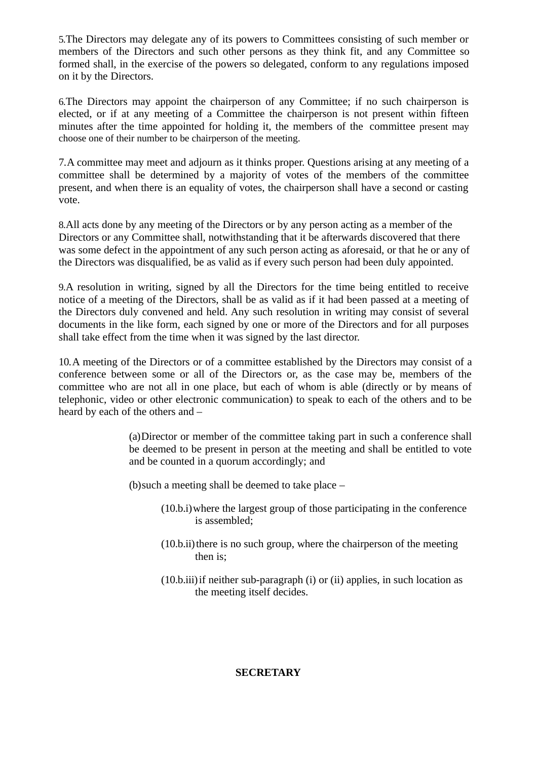5.The Directors may delegate any of its powers to Committees consisting of such member or members of the Directors and such other persons as they think fit, and any Committee so formed shall, in the exercise of the powers so delegated, conform to any regulations imposed on it by the Directors.

6.The Directors may appoint the chairperson of any Committee; if no such chairperson is elected, or if at any meeting of a Committee the chairperson is not present within fifteen minutes after the time appointed for holding it, the members of the committee present may choose one of their number to be chairperson of the meeting.

7.A committee may meet and adjourn as it thinks proper. Questions arising at any meeting of a committee shall be determined by a majority of votes of the members of the committee present, and when there is an equality of votes, the chairperson shall have a second or casting vote.

8.All acts done by any meeting of the Directors or by any person acting as a member of the Directors or any Committee shall, notwithstanding that it be afterwards discovered that there was some defect in the appointment of any such person acting as aforesaid, or that he or any of the Directors was disqualified, be as valid as if every such person had been duly appointed.

9.A resolution in writing, signed by all the Directors for the time being entitled to receive notice of a meeting of the Directors, shall be as valid as if it had been passed at a meeting of the Directors duly convened and held. Any such resolution in writing may consist of several documents in the like form, each signed by one or more of the Directors and for all purposes shall take effect from the time when it was signed by the last director.

10.A meeting of the Directors or of a committee established by the Directors may consist of a conference between some or all of the Directors or, as the case may be, members of the committee who are not all in one place, but each of whom is able (directly or by means of telephonic, video or other electronic communication) to speak to each of the others and to be heard by each of the others and –

(a) Director or member of the committee taking part in such a conference shall be deemed to be present in person at the meeting and shall be entitled to vote and be counted in a quorum accordingly; and

(b) such a meeting shall be deemed to take place –

(10.b.i) where the largest group of those participating in the conference is assembled;

(10.b.ii) there is no such group, where the chairperson of the meeting then is;

(10.b.iii) if neither sub-paragraph (i) or (ii) applies, in such location as the meeting itself decides.

## SECRETARY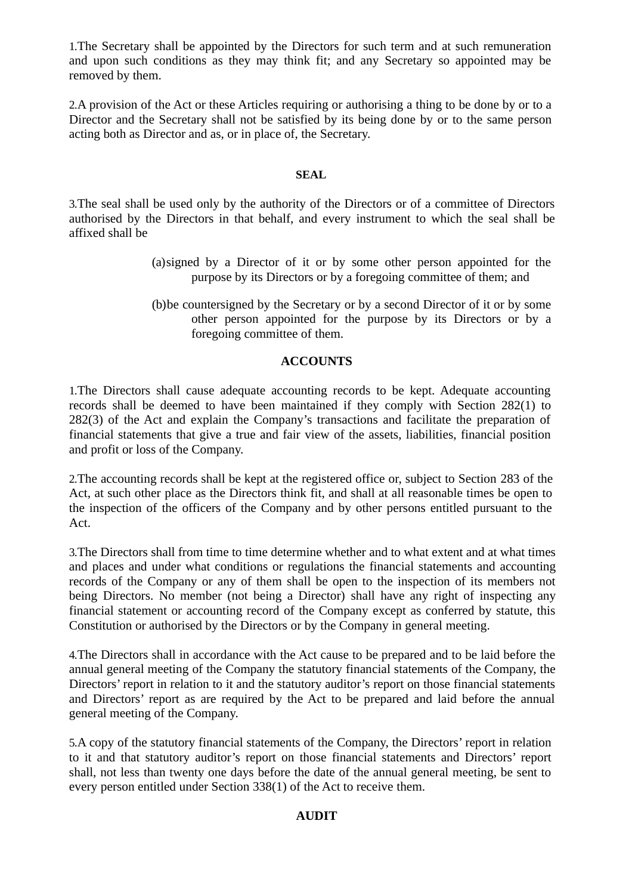1.The Secretary shall be appointed by the Directors for such term and at such remuneration and upon such conditions as they may think fit; and any Secretary so appointed may be removed by them.

2.A provision of the Act or these Articles requiring or authorising a thing to be done by or to a Director and the Secretary shall not be satisfied by its being done by or to the same person acting both as Director and as, or in place of, the Secretary.

**SEAL**

3.The seal shall be used only by the authority of the Directors or of a committee of Directors authorised by the Directors in that behalf, and every instrument to which the seal shall be affixed shall be

(a) signed by a Director of it or by some other person appointed for the purpose by its Directors or by a foregoing committee of them; and

(b) be countersigned by the Secretary or by a second Director of it or by some other person appointed for the purpose by its Directors or by a foregoing committee of them.

**ACCOUNTS**

1.The Directors shall cause adequate accounting records to be kept. Adequate accounting records shall be deemed to have been maintained if they comply with Section 282(1) to 282(3) of the Act and explain the Company's transactions and facilitate the preparation of financial statements that give a true and fair view of the assets, liabilities, financial position and profit or loss of the Company.

2.The accounting records shall be kept at the registered office or, subject to Section 283 of the Act, at such other place as the Directors think fit, and shall at all reasonable times be open to the inspection of the officers of the Company and by other persons entitled pursuant to the Act.

3.The Directors shall from time to time determine whether and to what extent and at what times and places and under what conditions or regulations the financial statements and accounting records of the Company or any of them shall be open to the inspection of its members not being Directors. No member (not being a Director) shall have any right of inspecting any financial statement or accounting record of the Company except as conferred by statute, this Constitution or authorised by the Directors or by the Company in general meeting.

4.The Directors shall in accordance with the Act cause to be prepared and to be laid before the annual general meeting of the Company the statutory financial statements of the Company, the Directors' report in relation to it and the statutory auditor's report on those financial statements and Directors' report as are required by the Act to be prepared and laid before the annual general meeting of the Company.

5.A copy of the statutory financial statements of the Company, the Directors' report in relation to it and that statutory auditor's report on those financial statements and Directors' report shall, not less than twenty one days before the date of the annual general meeting, be sent to every person entitled under Section 338(1) of the Act to receive them.

**AUDIT**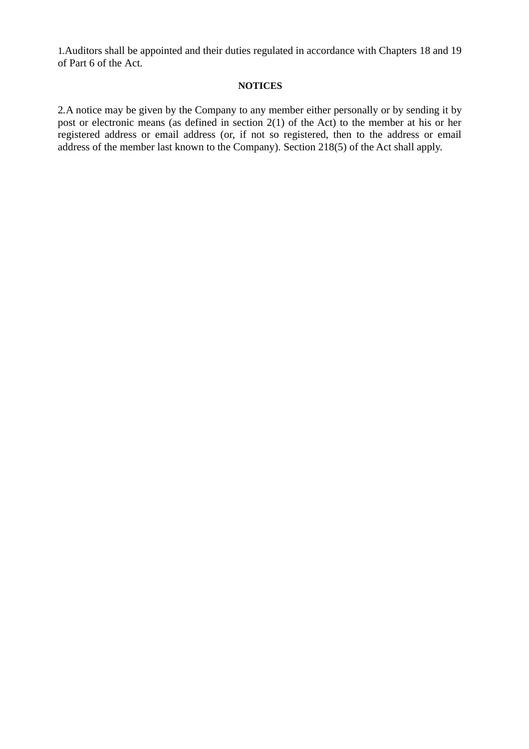1.Auditors shall be appointed and their duties regulated in accordance with Chapters 18 and 19 of Part 6 of the Act.

**NOTICES**

2.A notice may be given by the Company to any member either personally or by sending it by post or electronic means (as defined in section 2(1) of the Act) to the member at his or her registered address or email address (or, if not so registered, then to the address or email address of the member last known to the Company). Section 218(5) of the Act shall apply.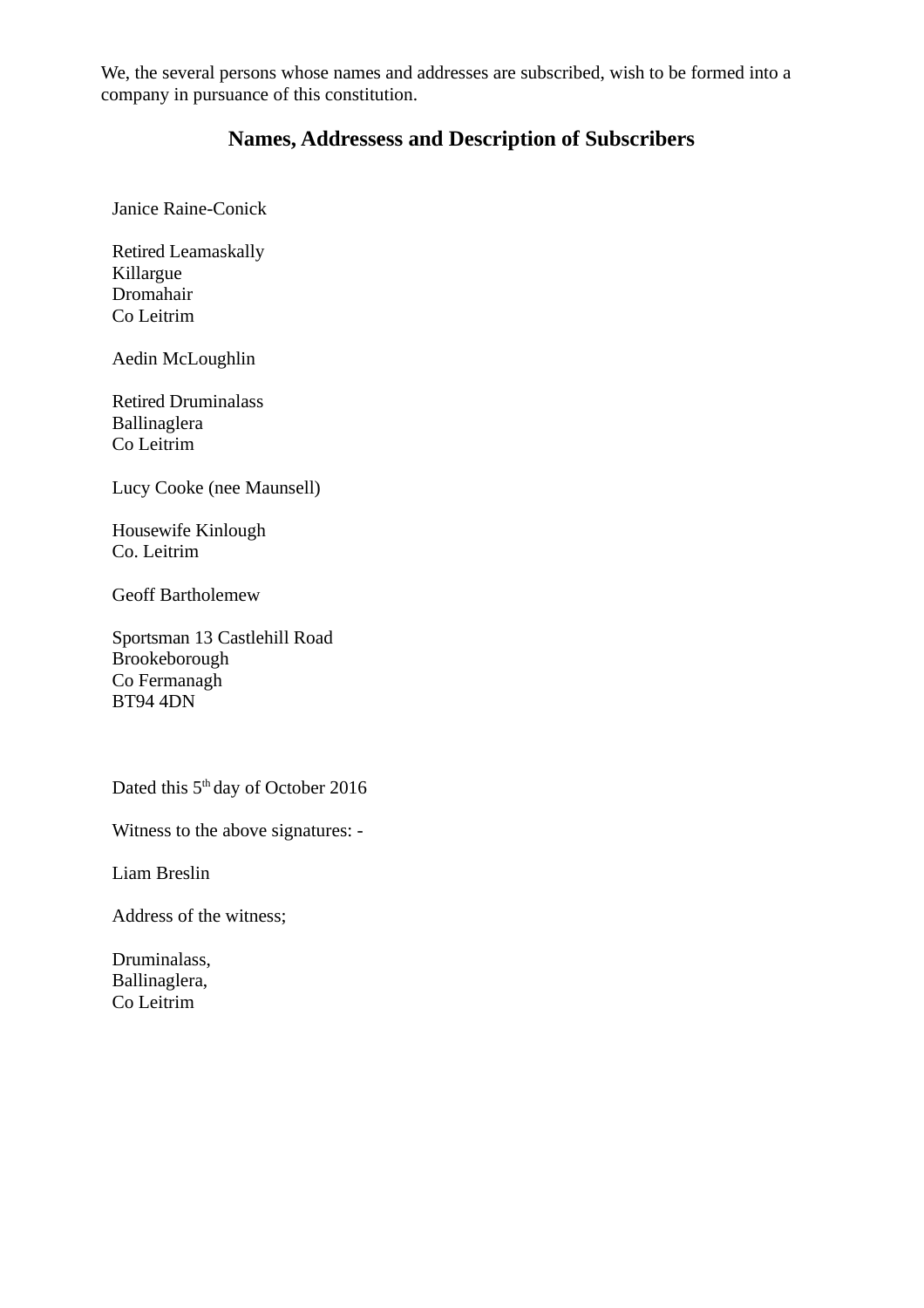We, the several persons whose names and addresses are subscribed, wish to be formed into a company in pursuance of this constitution.

## Names, Addressess and Description of Subscribers

Janice Raine-Conick

Retired Leamaskally
Killargue
Dromahair
Co Leitrim

Aedin McLoughlin

Retired Druminalass
Ballinaglera
Co Leitrim

Lucy Cooke (nee Maunsell)

Housewife Kinlough
Co. Leitrim

Geoff Bartholemew

Sportsman 13 Castlehill Road
Brookeborough
Co Fermanagh
BT94 4DN

Dated this 5th day of October 2016

Witness to the above signatures: -

Liam Breslin

Address of the witness;

Druminalass,
Ballinaglera,
Co Leitrim